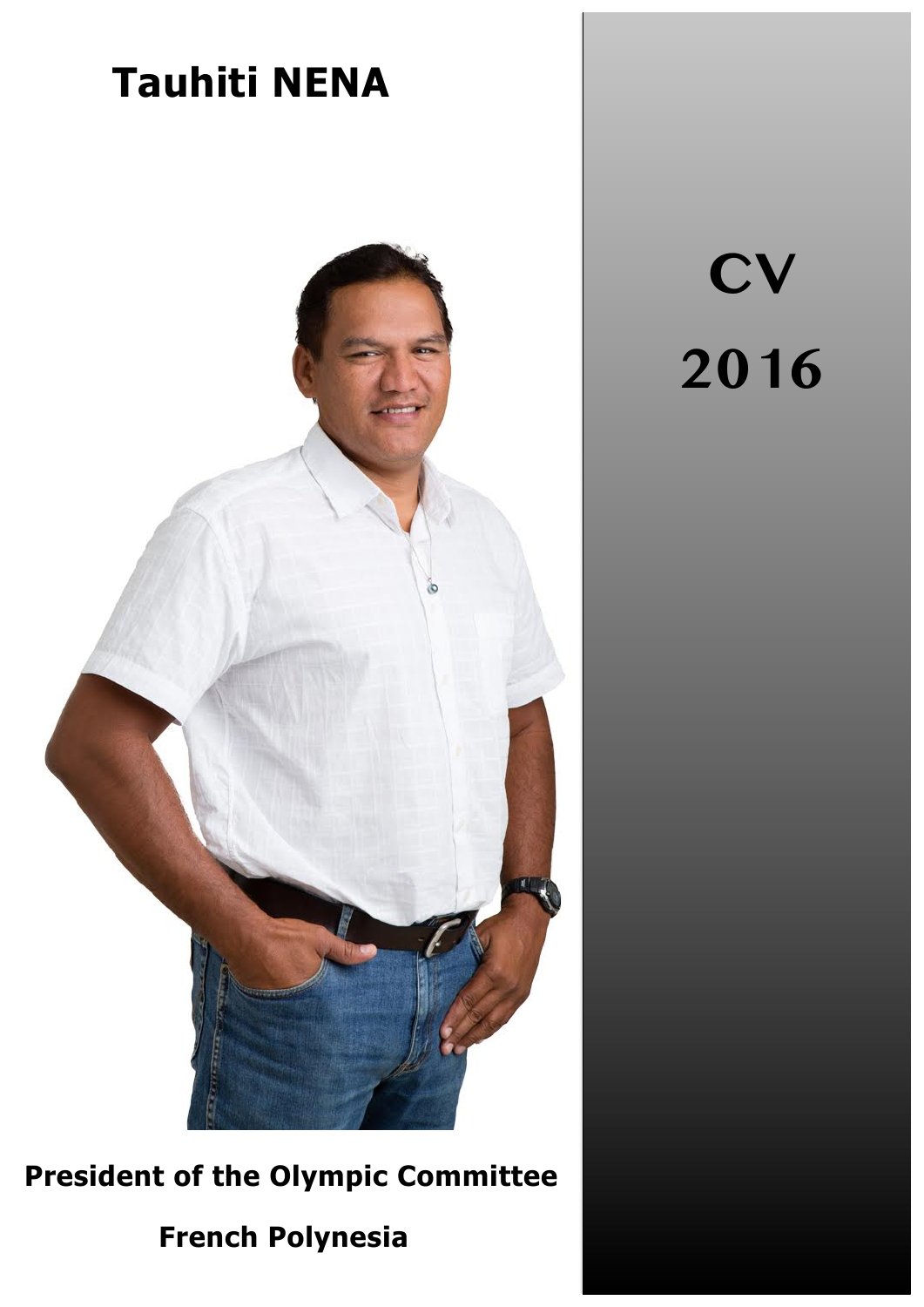# Tauhiti NENA

**CV**

**2016**

**President of the Olympic Committee**

**French Polynesia**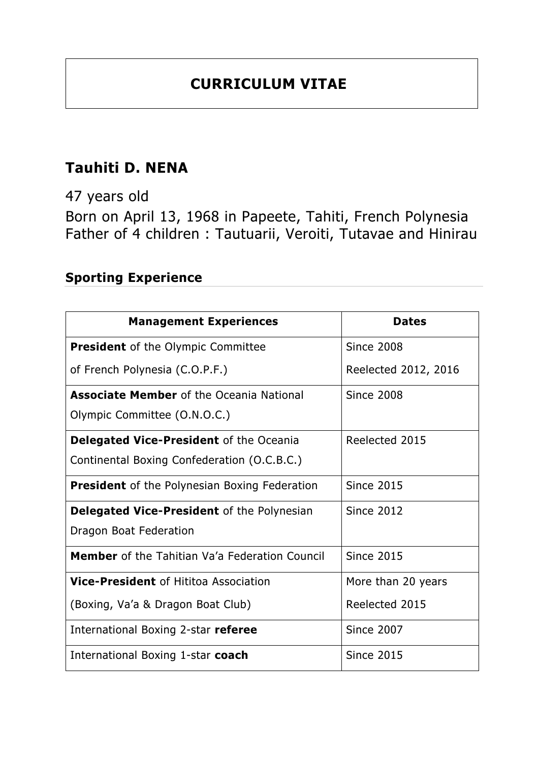# CURRICULUM VITAE

## Tauhiti D. NENA

47 years old

Born on April 13, 1968 in Papeete, Tahiti, French Polynesia
Father of 4 children : Tautuarii, Veroiti, Tutavae and Hinirau

### Sporting Experience

| Management Experiences | Dates |
| --- | --- |
| **President** of the Olympic Committee of French Polynesia (C.O.P.F.) | Since 2008<br>Reelected 2012, 2016 |
| **Associate Member** of the Oceania National Olympic Committee (O.N.O.C.) | Since 2008 |
| **Delegated Vice-President** of the Oceania Continental Boxing Confederation (O.C.B.C.) | Reelected 2015 |
| **President** of the Polynesian Boxing Federation | Since 2015 |
| **Delegated Vice-President** of the Polynesian Dragon Boat Federation | Since 2012 |
| **Member** of the Tahitian Va'a Federation Council | Since 2015 |
| **Vice-President** of Hititoa Association (Boxing, Va'a & Dragon Boat Club) | More than 20 years<br>Reelected 2015 |
| International Boxing 2-star **referee** | Since 2007 |
| International Boxing 1-star **coach** | Since 2015 |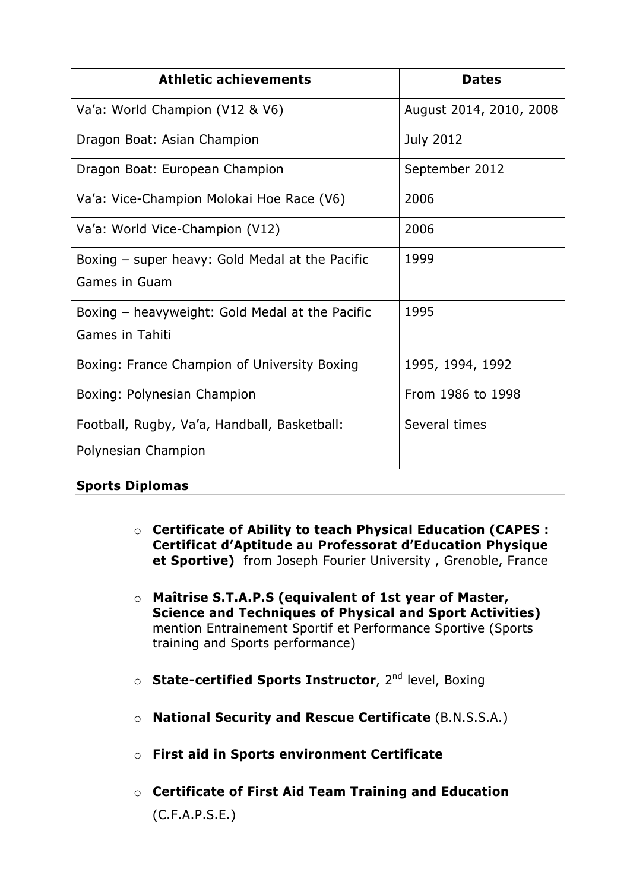| Athletic achievements | Dates |
| --- | --- |
| Va'a: World Champion (V12 & V6) | August 2014, 2010, 2008 |
| Dragon Boat: Asian Champion | July 2012 |
| Dragon Boat: European Champion | September 2012 |
| Va'a: Vice-Champion Molokai Hoe Race (V6) | 2006 |
| Va'a: World Vice-Champion (V12) | 2006 |
| Boxing – super heavy: Gold Medal at the Pacific Games in Guam | 1999 |
| Boxing – heavyweight: Gold Medal at the Pacific Games in Tahiti | 1995 |
| Boxing: France Champion of University Boxing | 1995, 1994, 1992 |
| Boxing: Polynesian Champion | From 1986 to 1998 |
| Football, Rugby, Va'a, Handball, Basketball: Polynesian Champion | Several times |

**Sports Diplomas**

- **Certificate of Ability to teach Physical Education (CAPES : Certificat d'Aptitude au Professorat d'Education Physique et Sportive)** from Joseph Fourier University , Grenoble, France
- **Maîtrise S.T.A.P.S (equivalent of 1st year of Master, Science and Techniques of Physical and Sport Activities)** mention Entrainement Sportif et Performance Sportive (Sports training and Sports performance)
- **State-certified Sports Instructor**, 2nd level, Boxing
- **National Security and Rescue Certificate** (B.N.S.S.A.)
- **First aid in Sports environment Certificate**
- **Certificate of First Aid Team Training and Education** (C.F.A.P.S.E.)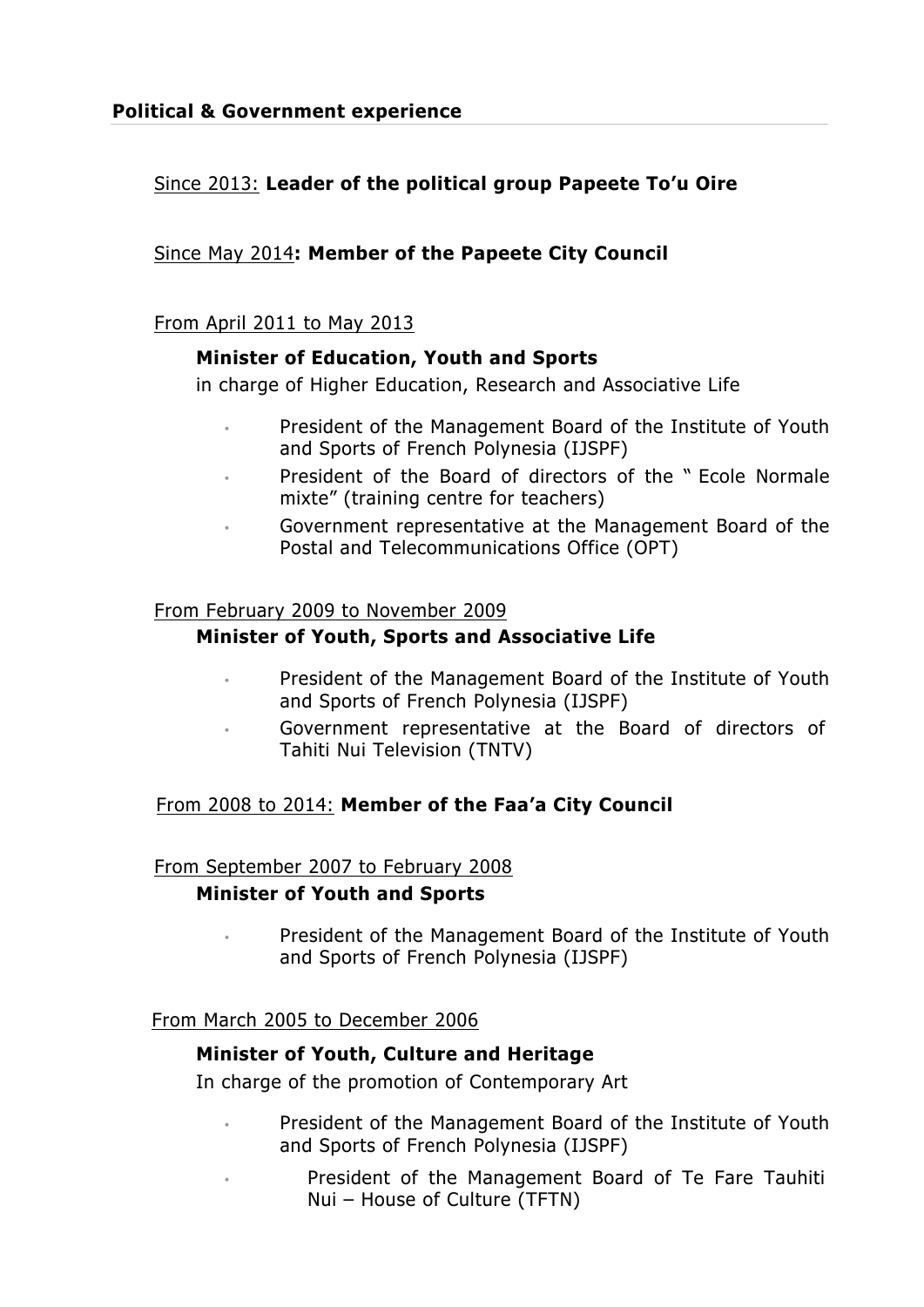## Political & Government experience

Since 2013: **Leader of the political group Papeete To'u Oire**

Since May 2014**: Member of the Papeete City Council**

From April 2011 to May 2013

**Minister of Education, Youth and Sports**

in charge of Higher Education, Research and Associative Life

- President of the Management Board of the Institute of Youth and Sports of French Polynesia (IJSPF)
- President of the Board of directors of the " Ecole Normale mixte" (training centre for teachers)
- Government representative at the Management Board of the Postal and Telecommunications Office (OPT)

From February 2009 to November 2009

**Minister of Youth, Sports and Associative Life**

- President of the Management Board of the Institute of Youth and Sports of French Polynesia (IJSPF)
- Government representative at the Board of directors of Tahiti Nui Television (TNTV)

From 2008 to 2014: **Member of the Faa'a City Council**

From September 2007 to February 2008

**Minister of Youth and Sports**

- President of the Management Board of the Institute of Youth and Sports of French Polynesia (IJSPF)

From March 2005 to December 2006

**Minister of Youth, Culture and Heritage**

In charge of the promotion of Contemporary Art

- President of the Management Board of the Institute of Youth and Sports of French Polynesia (IJSPF)
- President of the Management Board of Te Fare Tauhiti Nui – House of Culture (TFTN)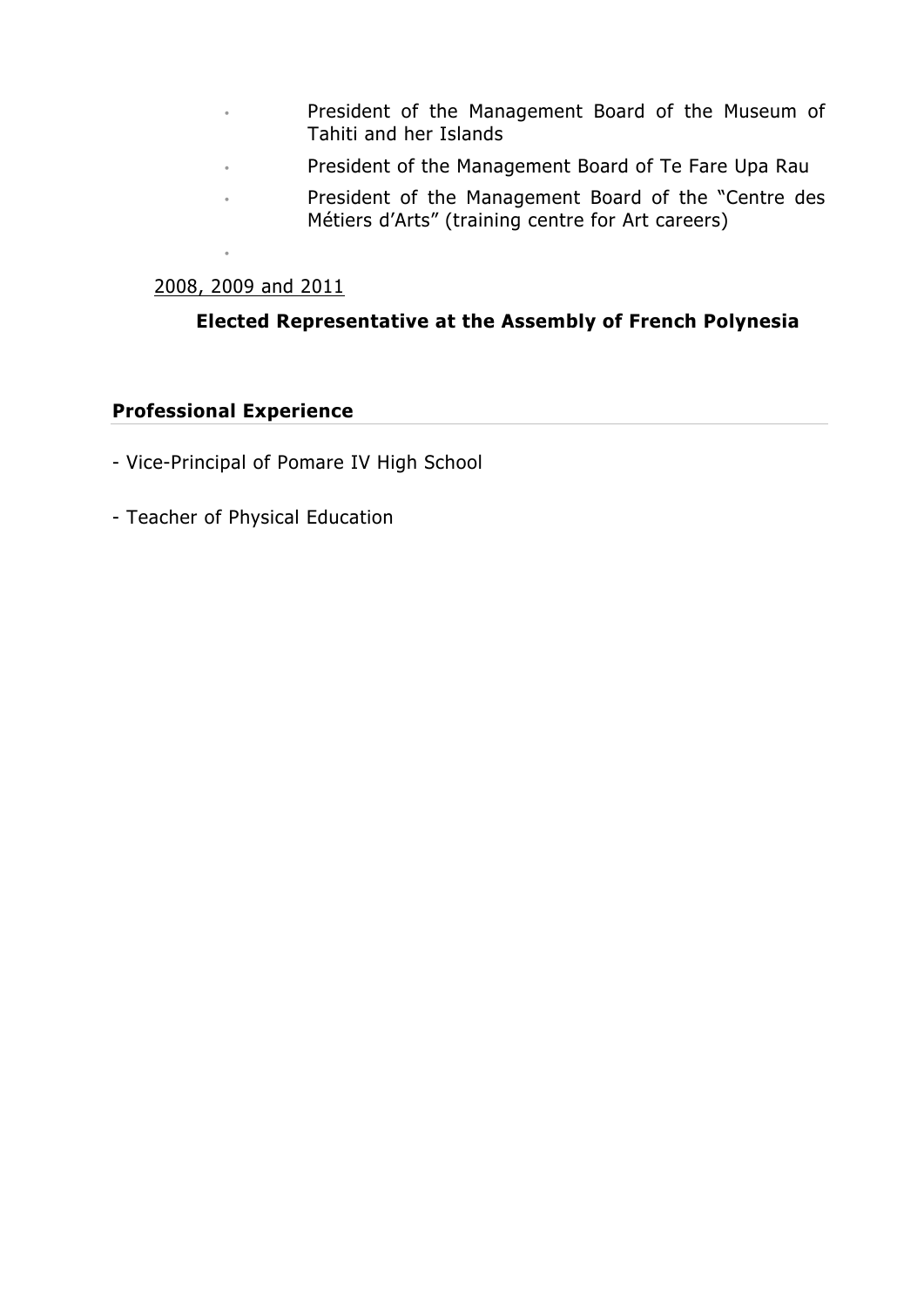- President of the Management Board of the Museum of Tahiti and her Islands
- President of the Management Board of Te Fare Upa Rau
- President of the Management Board of the "Centre des Métiers d'Arts" (training centre for Art careers)

<u>2008, 2009 and 2011</u>

**Elected Representative at the Assembly of French Polynesia**

## Professional Experience

- Vice-Principal of Pomare IV High School

- Teacher of Physical Education